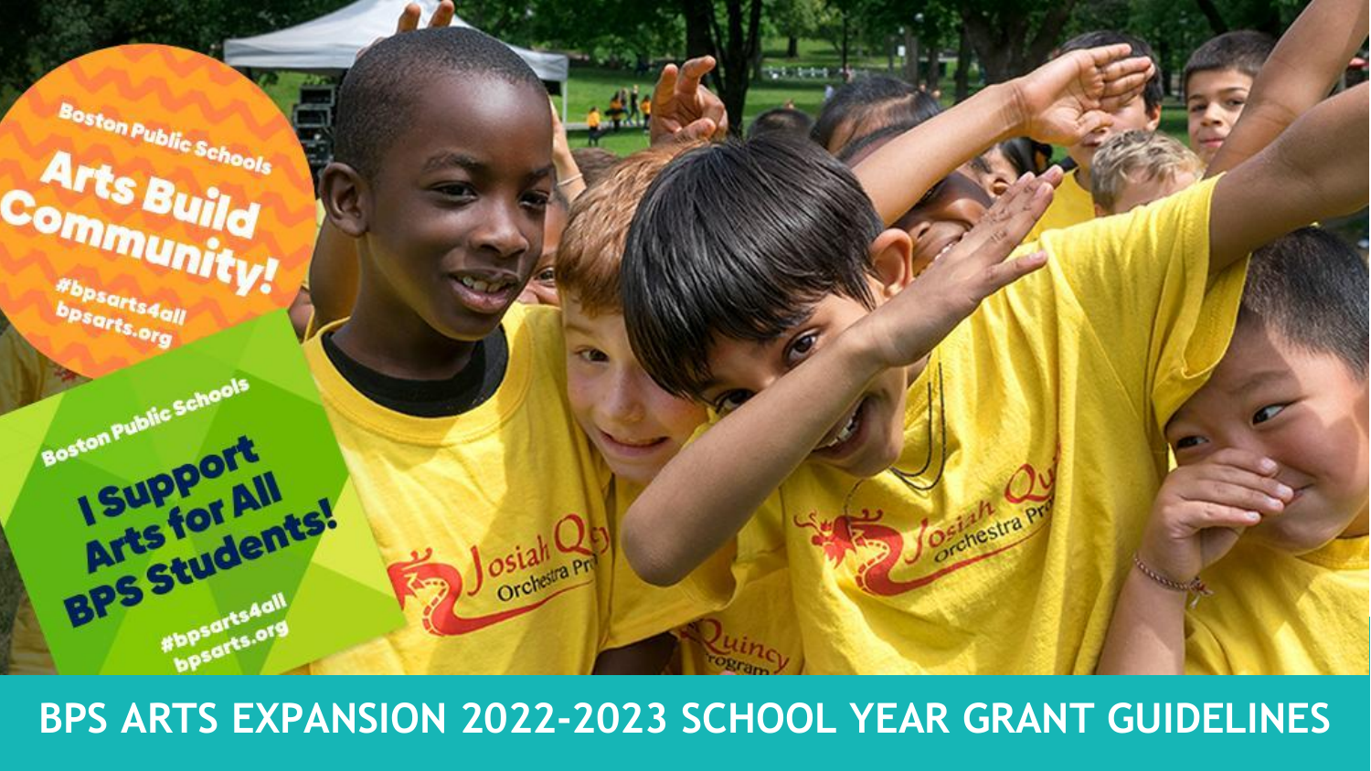Boston Public Schools

Arts Build Community!

#bpsarts4all
bpsarts.org

Boston Public Schools

I Support Arts for All BPS Students!

#bpsarts4all
bpsarts.org

# BPS ARTS EXPANSION 2022-2023 SCHOOL YEAR GRANT GUIDELINES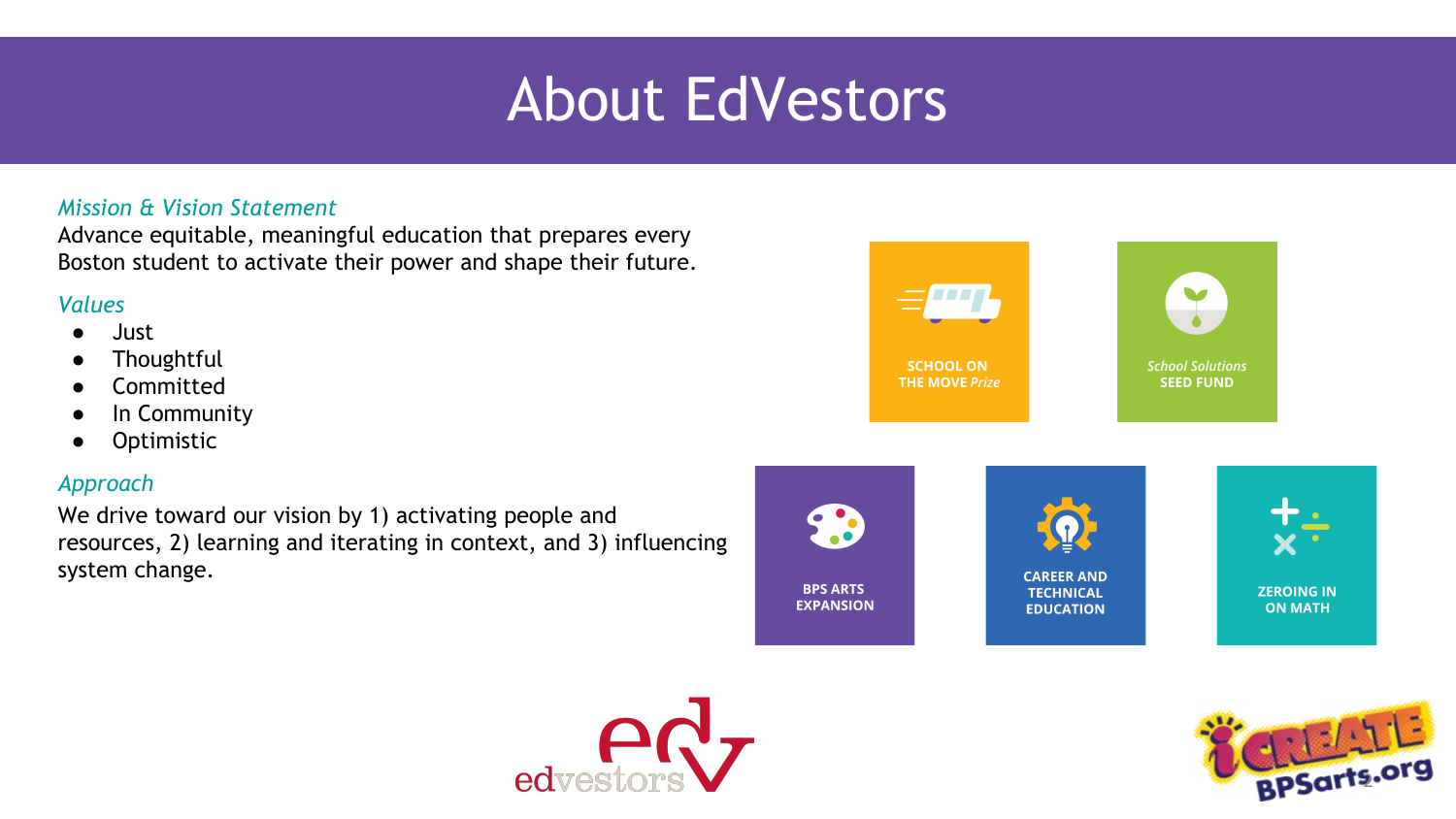# About EdVestors

*Mission & Vision Statement*

Advance equitable, meaningful education that prepares every Boston student to activate their power and shape their future.

*Values*

- Just
- Thoughtful
- Committed
- In Community
- Optimistic

*Approach*

We drive toward our vision by 1) activating people and resources, 2) learning and iterating in context, and 3) influencing system change.

SCHOOL ON THE MOVE *Prize*

*School Solutions* SEED FUND

BPS ARTS EXPANSION

CAREER AND TECHNICAL EDUCATION

ZEROING IN ON MATH

edvestors

iCREATE BPSarts.org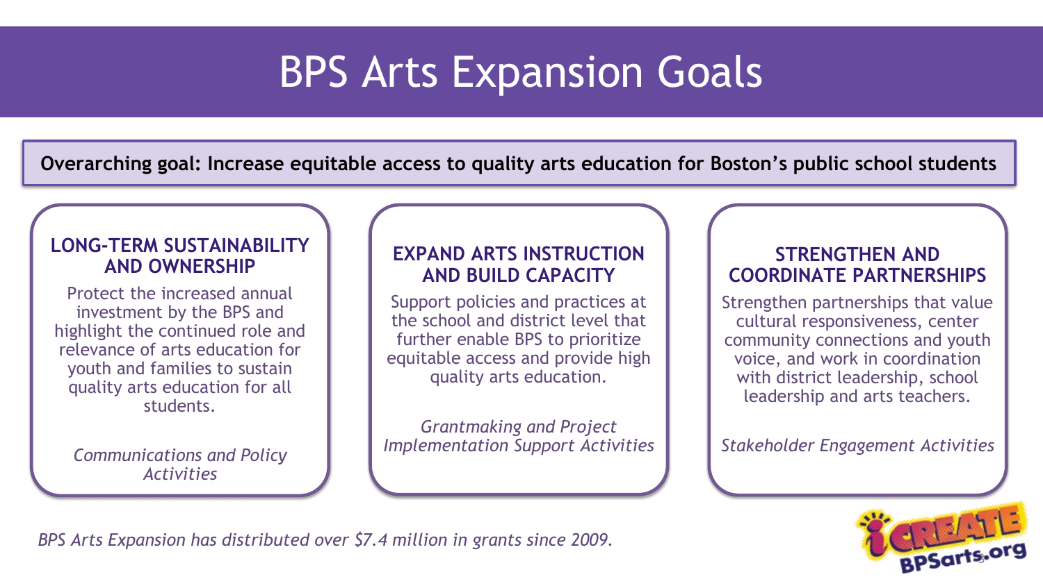# BPS Arts Expansion Goals

**Overarching goal: Increase equitable access to quality arts education for Boston's public school students**

### LONG-TERM SUSTAINABILITY AND OWNERSHIP

Protect the increased annual investment by the BPS and highlight the continued role and relevance of arts education for youth and families to sustain quality arts education for all students.

*Communications and Policy Activities*

### EXPAND ARTS INSTRUCTION AND BUILD CAPACITY

Support policies and practices at the school and district level that further enable BPS to prioritize equitable access and provide high quality arts education.

*Grantmaking and Project Implementation Support Activities*

### STRENGTHEN AND COORDINATE PARTNERSHIPS

Strengthen partnerships that value cultural responsiveness, center community connections and youth voice, and work in coordination with district leadership, school leadership and arts teachers.

*Stakeholder Engagement Activities*

*BPS Arts Expansion has distributed over $7.4 million in grants since 2009.*

iCREATE BPSarts.org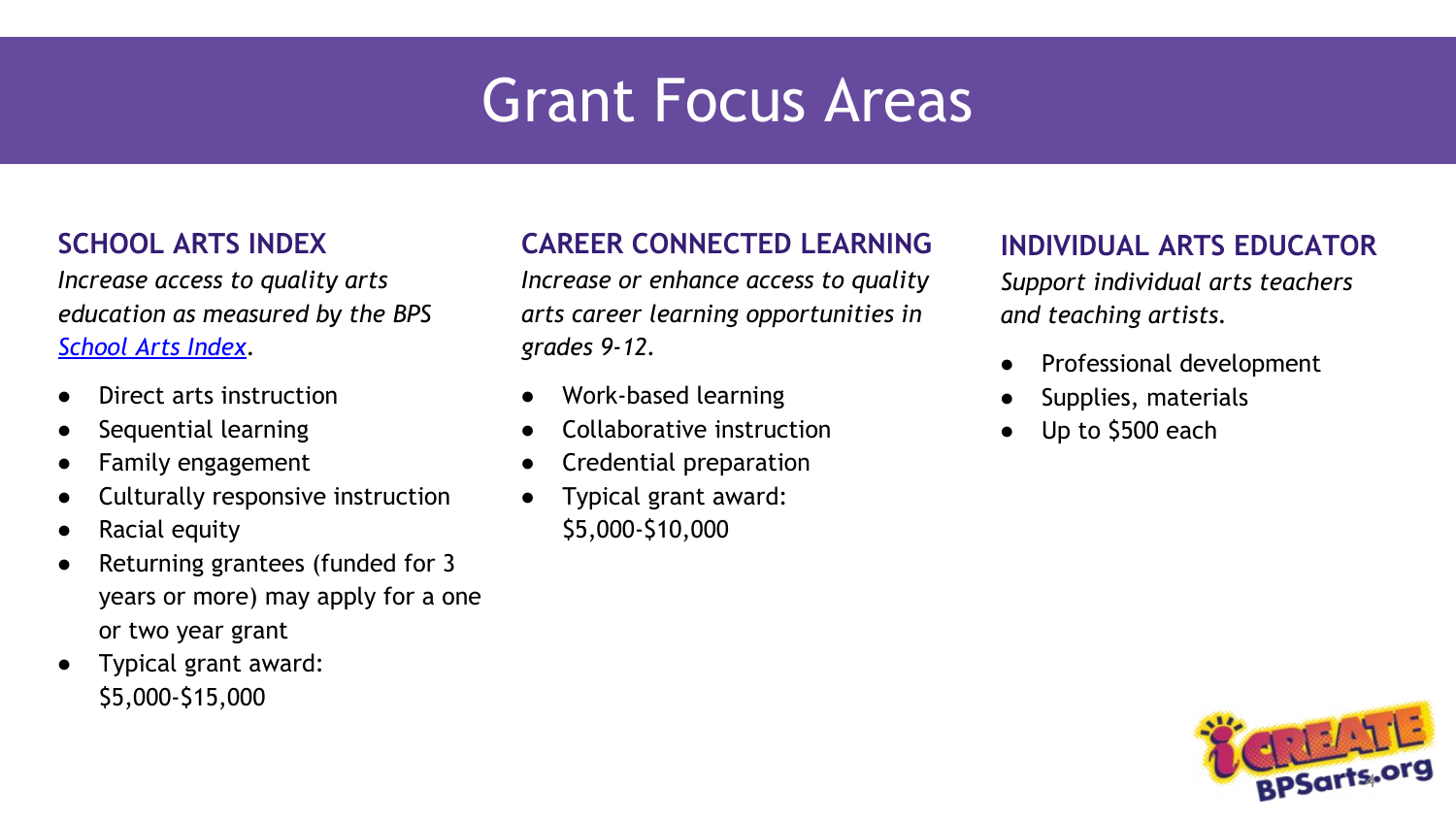# Grant Focus Areas

## SCHOOL ARTS INDEX

*Increase access to quality arts education as measured by the BPS School Arts Index.*

- Direct arts instruction
- Sequential learning
- Family engagement
- Culturally responsive instruction
- Racial equity
- Returning grantees (funded for 3 years or more) may apply for a one or two year grant
- Typical grant award: $5,000-$15,000

## CAREER CONNECTED LEARNING

*Increase or enhance access to quality arts career learning opportunities in grades 9-12.*

- Work-based learning
- Collaborative instruction
- Credential preparation
- Typical grant award: $5,000-$10,000

## INDIVIDUAL ARTS EDUCATOR

*Support individual arts teachers and teaching artists.*

- Professional development
- Supplies, materials
- Up to $500 each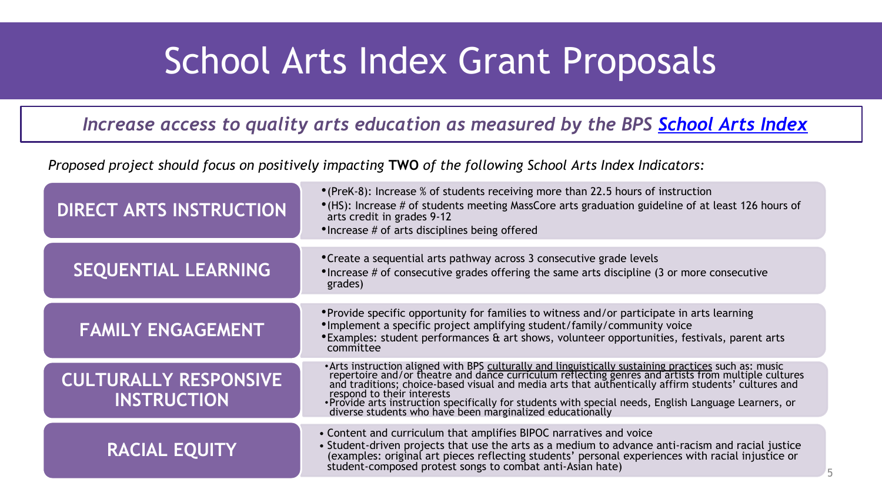# School Arts Index Grant Proposals

***Increase access to quality arts education as measured by the BPS School Arts Index***

*Proposed project should focus on positively impacting* **TWO** *of the following School Arts Index Indicators:*

## DIRECT ARTS INSTRUCTION

- (PreK-8): Increase % of students receiving more than 22.5 hours of instruction
- (HS): Increase # of students meeting MassCore arts graduation guideline of at least 126 hours of arts credit in grades 9-12
- Increase # of arts disciplines being offered

## SEQUENTIAL LEARNING

- Create a sequential arts pathway across 3 consecutive grade levels
- Increase # of consecutive grades offering the same arts discipline (3 or more consecutive grades)

## FAMILY ENGAGEMENT

- Provide specific opportunity for families to witness and/or participate in arts learning
- Implement a specific project amplifying student/family/community voice
- Examples: student performances & art shows, volunteer opportunities, festivals, parent arts committee

## CULTURALLY RESPONSIVE INSTRUCTION

- Arts instruction aligned with BPS culturally and linguistically sustaining practices such as: music repertoire and/or theatre and dance curriculum reflecting genres and artists from multiple cultures and traditions; choice-based visual and media arts that authentically affirm students' cultures and respond to their interests
- Provide arts instruction specifically for students with special needs, English Language Learners, or diverse students who have been marginalized educationally

## RACIAL EQUITY

- Content and curriculum that amplifies BIPOC narratives and voice
- Student-driven projects that use the arts as a medium to advance anti-racism and racial justice (examples: original art pieces reflecting students' personal experiences with racial injustice or student-composed protest songs to combat anti-Asian hate)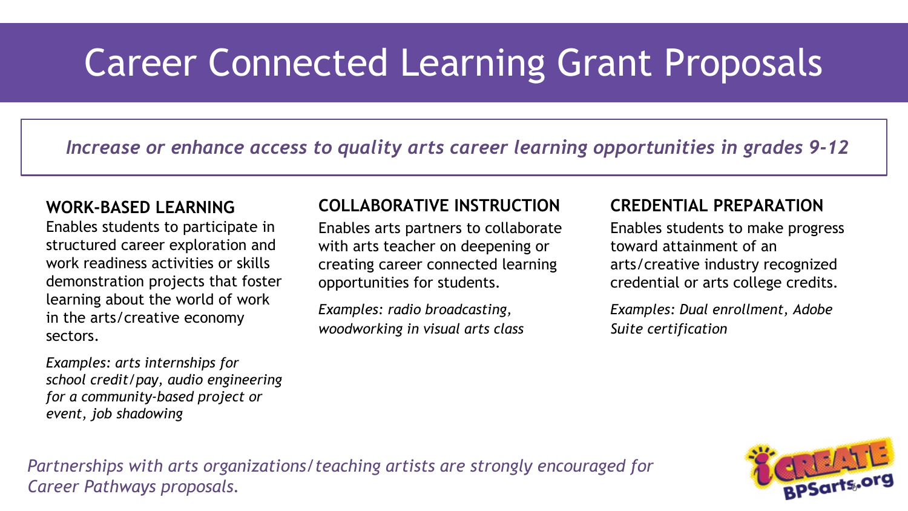# Career Connected Learning Grant Proposals

*Increase or enhance access to quality arts career learning opportunities in grades 9-12*

**WORK-BASED LEARNING**

Enables students to participate in structured career exploration and work readiness activities or skills demonstration projects that foster learning about the world of work in the arts/creative economy sectors.

*Examples: arts internships for school credit/pay, audio engineering for a community-based project or event, job shadowing*

**COLLABORATIVE INSTRUCTION**

Enables arts partners to collaborate with arts teacher on deepening or creating career connected learning opportunities for students.

*Examples: radio broadcasting, woodworking in visual arts class*

**CREDENTIAL PREPARATION**

Enables students to make progress toward attainment of an arts/creative industry recognized credential or arts college credits.

*Examples: Dual enrollment, Adobe Suite certification*

*Partnerships with arts organizations/teaching artists are strongly encouraged for Career Pathways proposals.*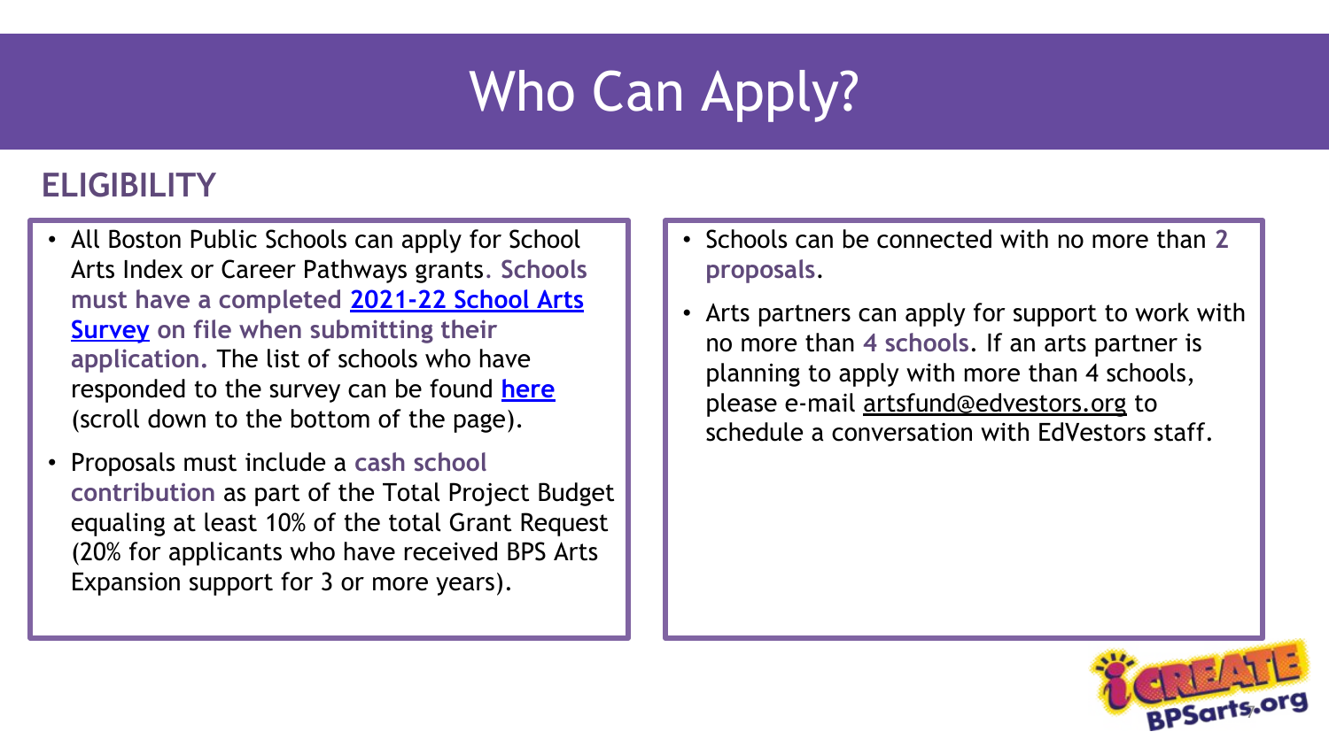# Who Can Apply?

## ELIGIBILITY

- All Boston Public Schools can apply for School Arts Index or Career Pathways grants. **Schools must have a completed 2021-22 School Arts Survey on file when submitting their application.** The list of schools who have responded to the survey can be found here (scroll down to the bottom of the page).
- Proposals must include a **cash school contribution** as part of the Total Project Budget equaling at least 10% of the total Grant Request (20% for applicants who have received BPS Arts Expansion support for 3 or more years).

- Schools can be connected with no more than **2 proposals**.
- Arts partners can apply for support to work with no more than **4 schools**. If an arts partner is planning to apply with more than 4 schools, please e-mail artsfund@edvestors.org to schedule a conversation with EdVestors staff.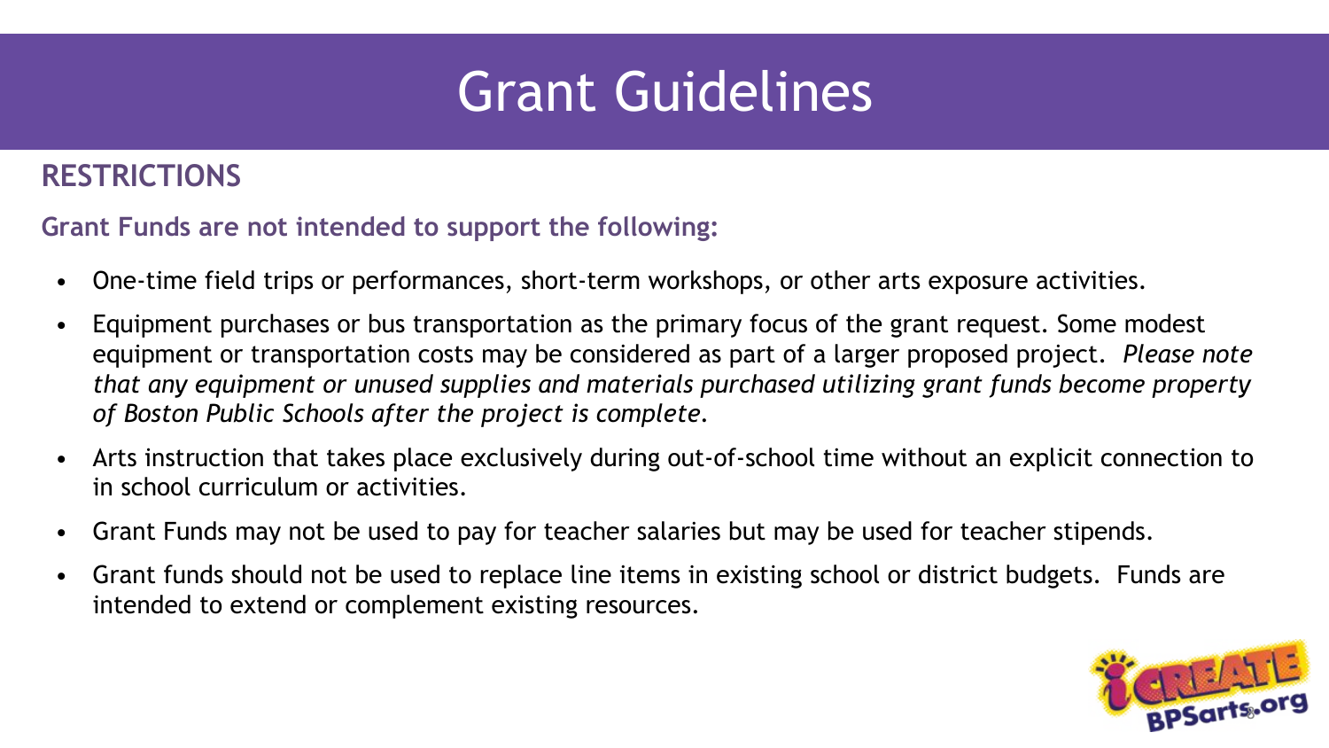# Grant Guidelines

## RESTRICTIONS

**Grant Funds are not intended to support the following:**

- One-time field trips or performances, short-term workshops, or other arts exposure activities.
- Equipment purchases or bus transportation as the primary focus of the grant request. Some modest equipment or transportation costs may be considered as part of a larger proposed project. *Please note that any equipment or unused supplies and materials purchased utilizing grant funds become property of Boston Public Schools after the project is complete.*
- Arts instruction that takes place exclusively during out-of-school time without an explicit connection to in school curriculum or activities.
- Grant Funds may not be used to pay for teacher salaries but may be used for teacher stipends.
- Grant funds should not be used to replace line items in existing school or district budgets. Funds are intended to extend or complement existing resources.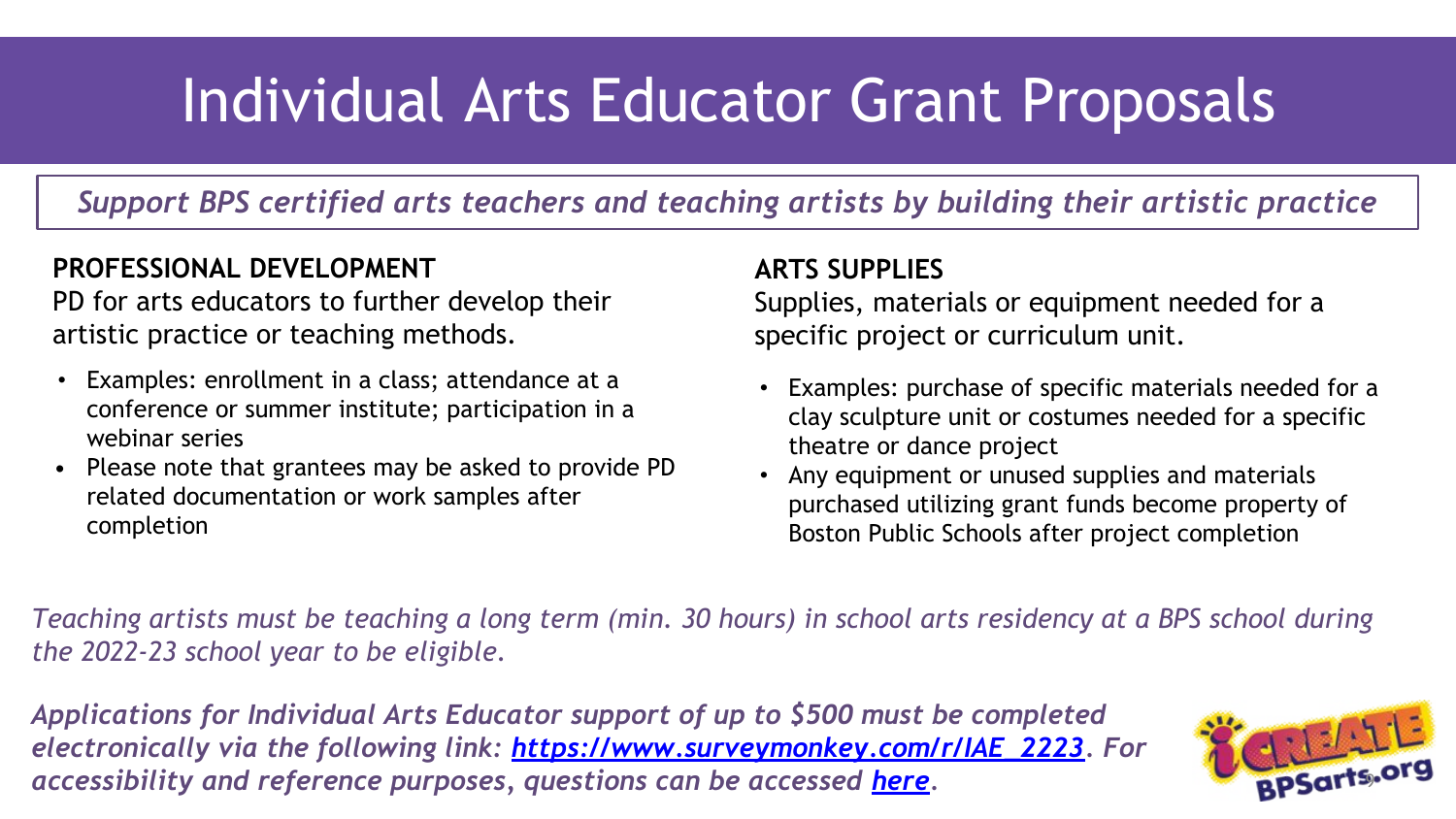# Individual Arts Educator Grant Proposals

*Support BPS certified arts teachers and teaching artists by building their artistic practice*

**PROFESSIONAL DEVELOPMENT**

PD for arts educators to further develop their artistic practice or teaching methods.

- Examples: enrollment in a class; attendance at a conference or summer institute; participation in a webinar series
- Please note that grantees may be asked to provide PD related documentation or work samples after completion

**ARTS SUPPLIES**

Supplies, materials or equipment needed for a specific project or curriculum unit.

- Examples: purchase of specific materials needed for a clay sculpture unit or costumes needed for a specific theatre or dance project
- Any equipment or unused supplies and materials purchased utilizing grant funds become property of Boston Public Schools after project completion

*Teaching artists must be teaching a long term (min. 30 hours) in school arts residency at a BPS school during the 2022-23 school year to be eligible.*

***Applications for Individual Arts Educator support of up to $500 must be completed electronically via the following link: [https://www.surveymonkey.com/r/IAE_2223](https://www.surveymonkey.com/r/IAE_2223). For accessibility and reference purposes, questions can be accessed here.***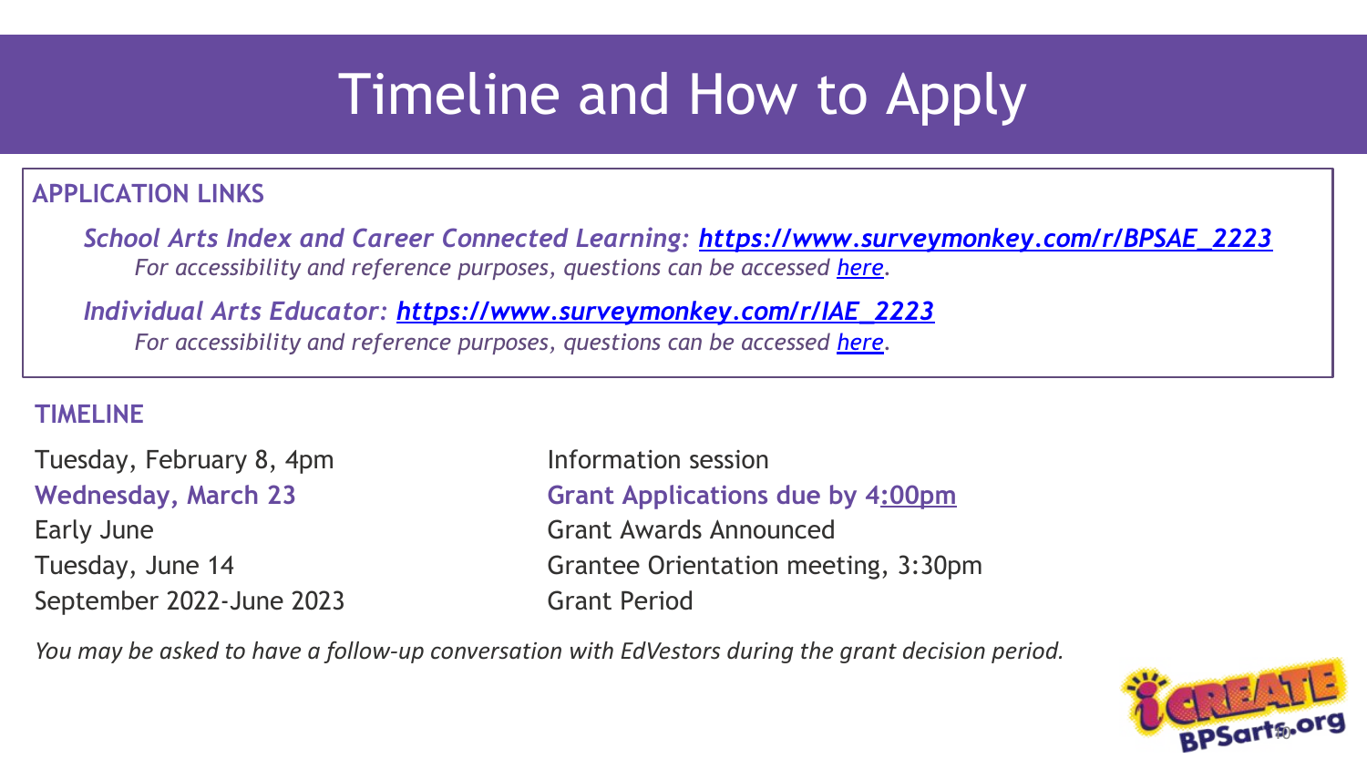# Timeline and How to Apply

## APPLICATION LINKS

*School Arts Index and Career Connected Learning:* ***[https://www.surveymonkey.com/r/BPSAE_2223](https://www.surveymonkey.com/r/BPSAE_2223)***

*For accessibility and reference purposes, questions can be accessed [here](#).*

*Individual Arts Educator:* ***[https://www.surveymonkey.com/r/IAE_2223](https://www.surveymonkey.com/r/IAE_2223)***

*For accessibility and reference purposes, questions can be accessed [here](#).*

## TIMELINE

| Date | Event |
| --- | --- |
| Tuesday, February 8, 4pm | Information session |
| **Wednesday, March 23** | **Grant Applications due by 4:00pm** |
| Early June | Grant Awards Announced |
| Tuesday, June 14 | Grantee Orientation meeting, 3:30pm |
| September 2022-June 2023 | Grant Period |

*You may be asked to have a follow-up conversation with EdVestors during the grant decision period.*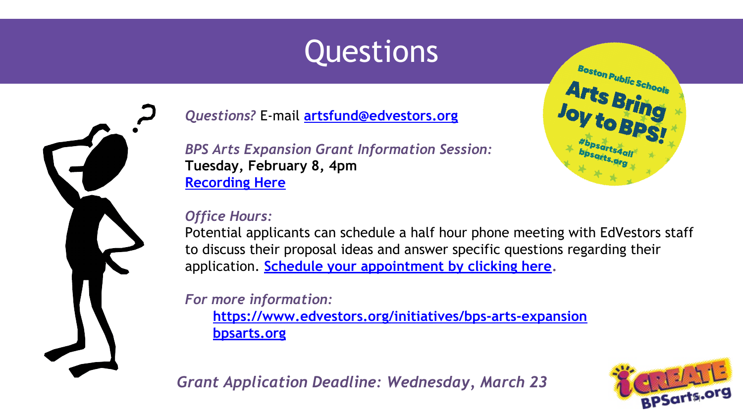# Questions

*Questions?* E-mail **artsfund@edvestors.org**

*BPS Arts Expansion Grant Information Session:*
**Tuesday, February 8, 4pm**
**Recording Here**

*Office Hours:*
Potential applicants can schedule a half hour phone meeting with EdVestors staff to discuss their proposal ideas and answer specific questions regarding their application. **Schedule your appointment by clicking here.**

*For more information:*

- **https://www.edvestors.org/initiatives/bps-arts-expansion**
- **bpsarts.org**

***Grant Application Deadline: Wednesday, March 23***